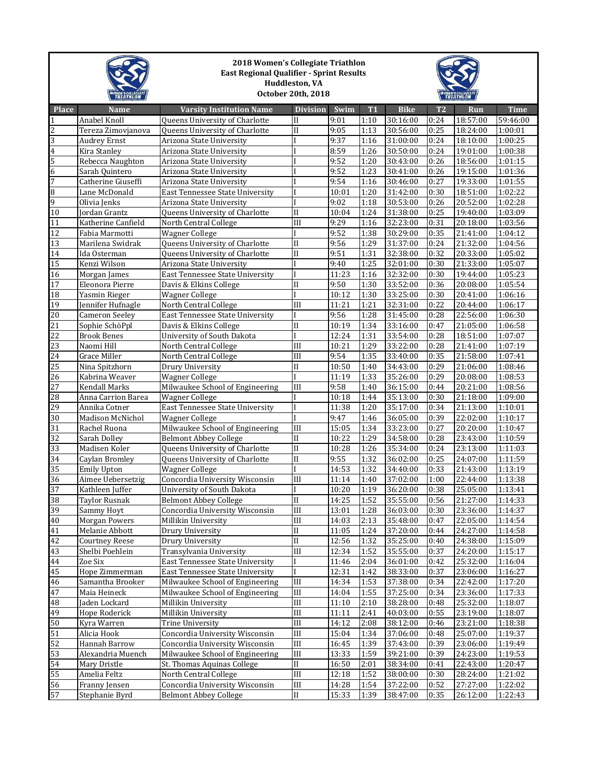# 2018 Women's Collegiate Triathlon
## East Regional Qualifier - Sprint Results
## Huddleston, VA
## October 20th, 2018

| Place | Name | Varsity Institution Name | Division | Swim | T1 | Bike | T2 | Run | Time |
|---|---|---|---|---|---|---|---|---|---|
| 1 | Anabel Knoll | Queens University of Charlotte | II | 9:01 | 1:10 | 30:16:00 | 0:24 | 18:57:00 | 59:46:00 |
| 2 | Tereza Zimovjanova | Queens University of Charlotte | II | 9:05 | 1:13 | 30:56:00 | 0:25 | 18:24:00 | 1:00:01 |
| 3 | Audrey Ernst | Arizona State University | I | 9:37 | 1:16 | 31:00:00 | 0:24 | 18:10:00 | 1:00:25 |
| 4 | Kira Stanley | Arizona State University | I | 8:59 | 1:26 | 30:50:00 | 0:24 | 19:01:00 | 1:00:38 |
| 5 | Rebecca Naughton | Arizona State University | I | 9:52 | 1:20 | 30:43:00 | 0:26 | 18:56:00 | 1:01:15 |
| 6 | Sarah Quintero | Arizona State University | I | 9:52 | 1:23 | 30:41:00 | 0:26 | 19:15:00 | 1:01:36 |
| 7 | Catherine Giuseffi | Arizona State University | I | 9:54 | 1:16 | 30:46:00 | 0:27 | 19:33:00 | 1:01:55 |
| 8 | Lane McDonald | East Tennessee State University | I | 10:01 | 1:20 | 31:42:00 | 0:30 | 18:51:00 | 1:02:22 |
| 9 | Olivia Jenks | Arizona State University | I | 9:02 | 1:18 | 30:53:00 | 0:26 | 20:52:00 | 1:02:28 |
| 10 | Jordan Grantz | Queens University of Charlotte | II | 10:04 | 1:24 | 31:38:00 | 0:25 | 19:40:00 | 1:03:09 |
| 11 | Katherine Canfield | North Central College | III | 9:29 | 1:16 | 32:23:00 | 0:31 | 20:18:00 | 1:03:56 |
| 12 | Fabia Marmotti | Wagner College | I | 9:52 | 1:38 | 30:29:00 | 0:35 | 21:41:00 | 1:04:12 |
| 13 | Marilena Swidrak | Queens University of Charlotte | II | 9:56 | 1:29 | 31:37:00 | 0:24 | 21:32:00 | 1:04:56 |
| 14 | Ida Osterman | Queens University of Charlotte | II | 9:51 | 1:31 | 32:38:00 | 0:32 | 20:33:00 | 1:05:02 |
| 15 | Kenzi Wilson | Arizona State University | I | 9:40 | 1:25 | 32:01:00 | 0:30 | 21:33:00 | 1:05:07 |
| 16 | Morgan James | East Tennessee State University | I | 11:23 | 1:16 | 32:32:00 | 0:30 | 19:44:00 | 1:05:23 |
| 17 | Eleonora Pierre | Davis & Elkins College | II | 9:50 | 1:30 | 33:52:00 | 0:36 | 20:08:00 | 1:05:54 |
| 18 | Yasmin Rieger | Wagner College | I | 10:12 | 1:30 | 33:25:00 | 0:30 | 20:41:00 | 1:06:16 |
| 19 | Jennifer Hufnagle | North Central College | III | 11:21 | 1:21 | 32:31:00 | 0:22 | 20:44:00 | 1:06:17 |
| 20 | Cameron Seeley | East Tennessee State University | I | 9:56 | 1:28 | 31:45:00 | 0:28 | 22:56:00 | 1:06:30 |
| 21 | Sophie SchöPpl | Davis & Elkins College | II | 10:19 | 1:34 | 33:16:00 | 0:47 | 21:05:00 | 1:06:58 |
| 22 | Brook Benes | University of South Dakota | I | 12:24 | 1:31 | 33:54:00 | 0:28 | 18:51:00 | 1:07:07 |
| 23 | Naomi Hill | North Central College | III | 10:21 | 1:29 | 33:22:00 | 0:28 | 21:41:00 | 1:07:19 |
| 24 | Grace Miller | North Central College | III | 9:54 | 1:35 | 33:40:00 | 0:35 | 21:58:00 | 1:07:41 |
| 25 | Nina Spitzhorn | Drury University | II | 10:50 | 1:40 | 34:43:00 | 0:29 | 21:06:00 | 1:08:46 |
| 26 | Kabrina Weaver | Wagner College | I | 11:19 | 1:33 | 35:26:00 | 0:29 | 20:08:00 | 1:08:53 |
| 27 | Kendall Marks | Milwaukee School of Engineering | III | 9:58 | 1:40 | 36:15:00 | 0:44 | 20:21:00 | 1:08:56 |
| 28 | Anna Carrion Barea | Wagner College | I | 10:18 | 1:44 | 35:13:00 | 0:30 | 21:18:00 | 1:09:00 |
| 29 | Annika Cotner | East Tennessee State University | I | 11:38 | 1:20 | 35:17:00 | 0:34 | 21:13:00 | 1:10:01 |
| 30 | Madison McNichol | Wagner College | I | 9:47 | 1:46 | 36:05:00 | 0:39 | 22:02:00 | 1:10:17 |
| 31 | Rachel Ruona | Milwaukee School of Engineering | III | 15:05 | 1:34 | 33:23:00 | 0:27 | 20:20:00 | 1:10:47 |
| 32 | Sarah Dolley | Belmont Abbey College | II | 10:22 | 1:29 | 34:58:00 | 0:28 | 23:43:00 | 1:10:59 |
| 33 | Madisen Koler | Queens University of Charlotte | II | 10:28 | 1:26 | 35:34:00 | 0:24 | 23:13:00 | 1:11:03 |
| 34 | Caylan Bromley | Queens University of Charlotte | II | 9:55 | 1:32 | 36:02:00 | 0:25 | 24:07:00 | 1:11:59 |
| 35 | Emily Upton | Wagner College | I | 14:53 | 1:32 | 34:40:00 | 0:33 | 21:43:00 | 1:13:19 |
| 36 | Aimee Uebersetzig | Concordia University Wisconsin | III | 11:14 | 1:40 | 37:02:00 | 1:00 | 22:44:00 | 1:13:38 |
| 37 | Kathleen Juffer | University of South Dakota | I | 10:20 | 1:19 | 36:20:00 | 0:38 | 25:05:00 | 1:13:41 |
| 38 | Taylor Rusnak | Belmont Abbey College | II | 14:25 | 1:52 | 35:55:00 | 0:56 | 21:27:00 | 1:14:33 |
| 39 | Sammy Hoyt | Concordia University Wisconsin | III | 13:01 | 1:28 | 36:03:00 | 0:30 | 23:36:00 | 1:14:37 |
| 40 | Morgan Powers | Millikin University | III | 14:03 | 2:13 | 35:48:00 | 0:47 | 22:05:00 | 1:14:54 |
| 41 | Melanie Abbott | Drury University | II | 11:05 | 1:24 | 37:20:00 | 0:44 | 24:27:00 | 1:14:58 |
| 42 | Courtney Reese | Drury University | II | 12:56 | 1:32 | 35:25:00 | 0:40 | 24:38:00 | 1:15:09 |
| 43 | Shelbi Poehlein | Transylvania University | III | 12:34 | 1:52 | 35:55:00 | 0:37 | 24:20:00 | 1:15:17 |
| 44 | Zoe Six | East Tennessee State University | I | 11:46 | 2:04 | 36:01:00 | 0:42 | 25:32:00 | 1:16:04 |
| 45 | Hope Zimmerman | East Tennessee State University | I | 12:31 | 1:42 | 38:33:00 | 0:37 | 23:06:00 | 1:16:27 |
| 46 | Samantha Brooker | Milwaukee School of Engineering | III | 14:34 | 1:53 | 37:38:00 | 0:34 | 22:42:00 | 1:17:20 |
| 47 | Maia Heineck | Milwaukee School of Engineering | III | 14:04 | 1:55 | 37:25:00 | 0:34 | 23:36:00 | 1:17:33 |
| 48 | Jaden Lockard | Millikin University | III | 11:10 | 2:10 | 38:28:00 | 0:48 | 25:32:00 | 1:18:07 |
| 49 | Hope Roderick | Millikin University | III | 11:11 | 2:41 | 40:03:00 | 0:55 | 23:19:00 | 1:18:07 |
| 50 | Kyra Warren | Trine University | III | 14:12 | 2:08 | 38:12:00 | 0:46 | 23:21:00 | 1:18:38 |
| 51 | Alicia Hook | Concordia University Wisconsin | III | 15:04 | 1:34 | 37:06:00 | 0:48 | 25:07:00 | 1:19:37 |
| 52 | Hannah Barrow | Concordia University Wisconsin | III | 16:45 | 1:39 | 37:43:00 | 0:39 | 23:06:00 | 1:19:49 |
| 53 | Alexandria Muench | Milwaukee School of Engineering | III | 13:33 | 1:59 | 39:21:00 | 0:39 | 24:23:00 | 1:19:53 |
| 54 | Mary Dristle | St. Thomas Aquinas College | II | 16:50 | 2:01 | 38:34:00 | 0:41 | 22:43:00 | 1:20:47 |
| 55 | Amelia Feltz | North Central College | III | 12:18 | 1:52 | 38:00:00 | 0:30 | 28:24:00 | 1:21:02 |
| 56 | Franny Jensen | Concordia University Wisconsin | III | 14:28 | 1:54 | 37:22:00 | 0:52 | 27:27:00 | 1:22:02 |
| 57 | Stephanie Byrd | Belmont Abbey College | II | 15:33 | 1:39 | 38:47:00 | 0:35 | 26:12:00 | 1:22:43 |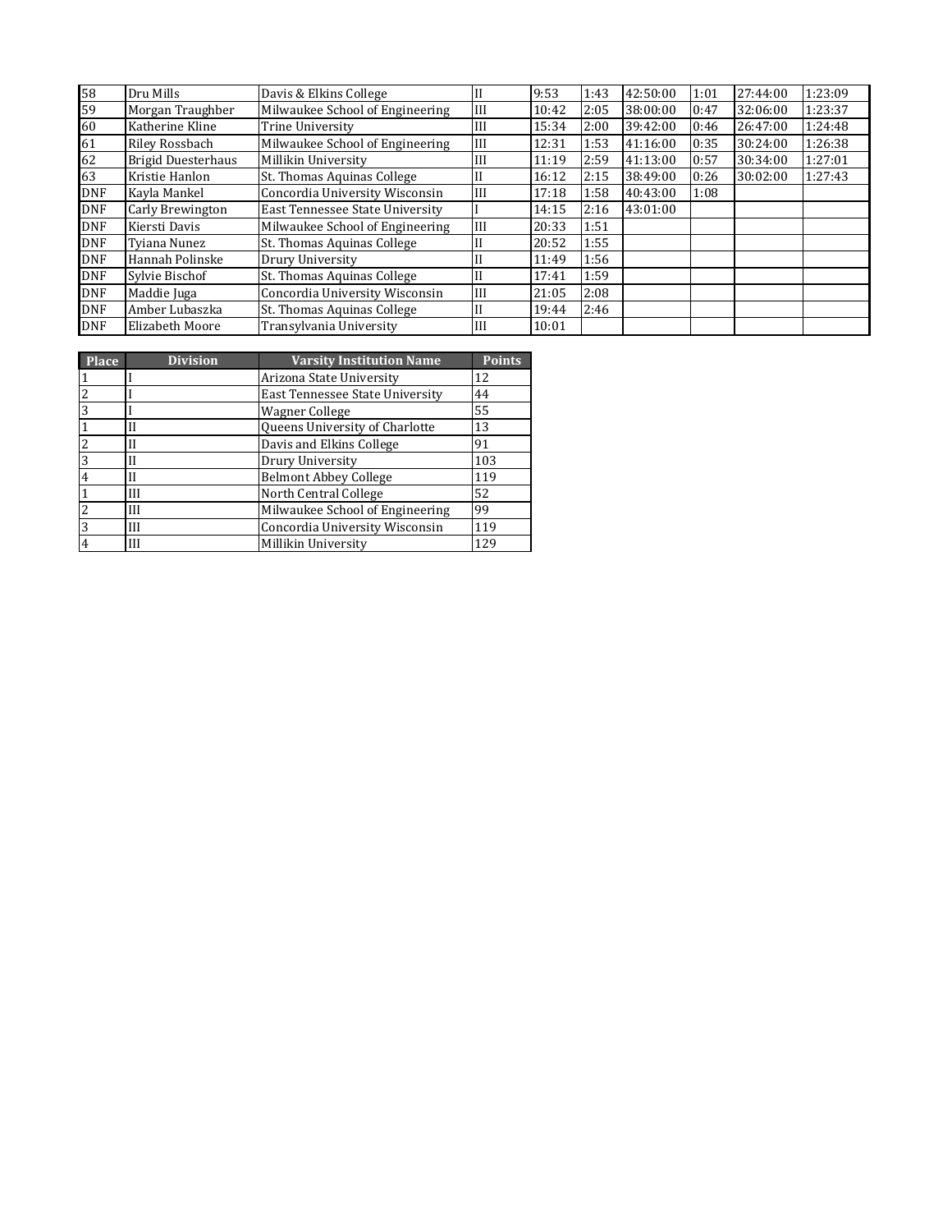| | | | | | | | | | |
|---|---|---|---|---|---|---|---|---|---|
| 58 | Dru Mills | Davis & Elkins College | II | 9:53 | 1:43 | 42:50:00 | 1:01 | 27:44:00 | 1:23:09 |
| 59 | Morgan Traughber | Milwaukee School of Engineering | III | 10:42 | 2:05 | 38:00:00 | 0:47 | 32:06:00 | 1:23:37 |
| 60 | Katherine Kline | Trine University | III | 15:34 | 2:00 | 39:42:00 | 0:46 | 26:47:00 | 1:24:48 |
| 61 | Riley Rossbach | Milwaukee School of Engineering | III | 12:31 | 1:53 | 41:16:00 | 0:35 | 30:24:00 | 1:26:38 |
| 62 | Brigid Duesterhaus | Millikin University | III | 11:19 | 2:59 | 41:13:00 | 0:57 | 30:34:00 | 1:27:01 |
| 63 | Kristie Hanlon | St. Thomas Aquinas College | II | 16:12 | 2:15 | 38:49:00 | 0:26 | 30:02:00 | 1:27:43 |
| DNF | Kayla Mankel | Concordia University Wisconsin | III | 17:18 | 1:58 | 40:43:00 | 1:08 | | |
| DNF | Carly Brewington | East Tennessee State University | I | 14:15 | 2:16 | 43:01:00 | | | |
| DNF | Kiersti Davis | Milwaukee School of Engineering | III | 20:33 | 1:51 | | | | |
| DNF | Tyiana Nunez | St. Thomas Aquinas College | II | 20:52 | 1:55 | | | | |
| DNF | Hannah Polinske | Drury University | II | 11:49 | 1:56 | | | | |
| DNF | Sylvie Bischof | St. Thomas Aquinas College | II | 17:41 | 1:59 | | | | |
| DNF | Maddie Juga | Concordia University Wisconsin | III | 21:05 | 2:08 | | | | |
| DNF | Amber Lubaszka | St. Thomas Aquinas College | II | 19:44 | 2:46 | | | | |
| DNF | Elizabeth Moore | Transylvania University | III | 10:01 | | | | | |

| Place | Division | Varsity Institution Name | Points |
|---|---|---|---|
| 1 | I | Arizona State University | 12 |
| 2 | I | East Tennessee State University | 44 |
| 3 | I | Wagner College | 55 |
| 1 | II | Queens University of Charlotte | 13 |
| 2 | II | Davis and Elkins College | 91 |
| 3 | II | Drury University | 103 |
| 4 | II | Belmont Abbey College | 119 |
| 1 | III | North Central College | 52 |
| 2 | III | Milwaukee School of Engineering | 99 |
| 3 | III | Concordia University Wisconsin | 119 |
| 4 | III | Millikin University | 129 |